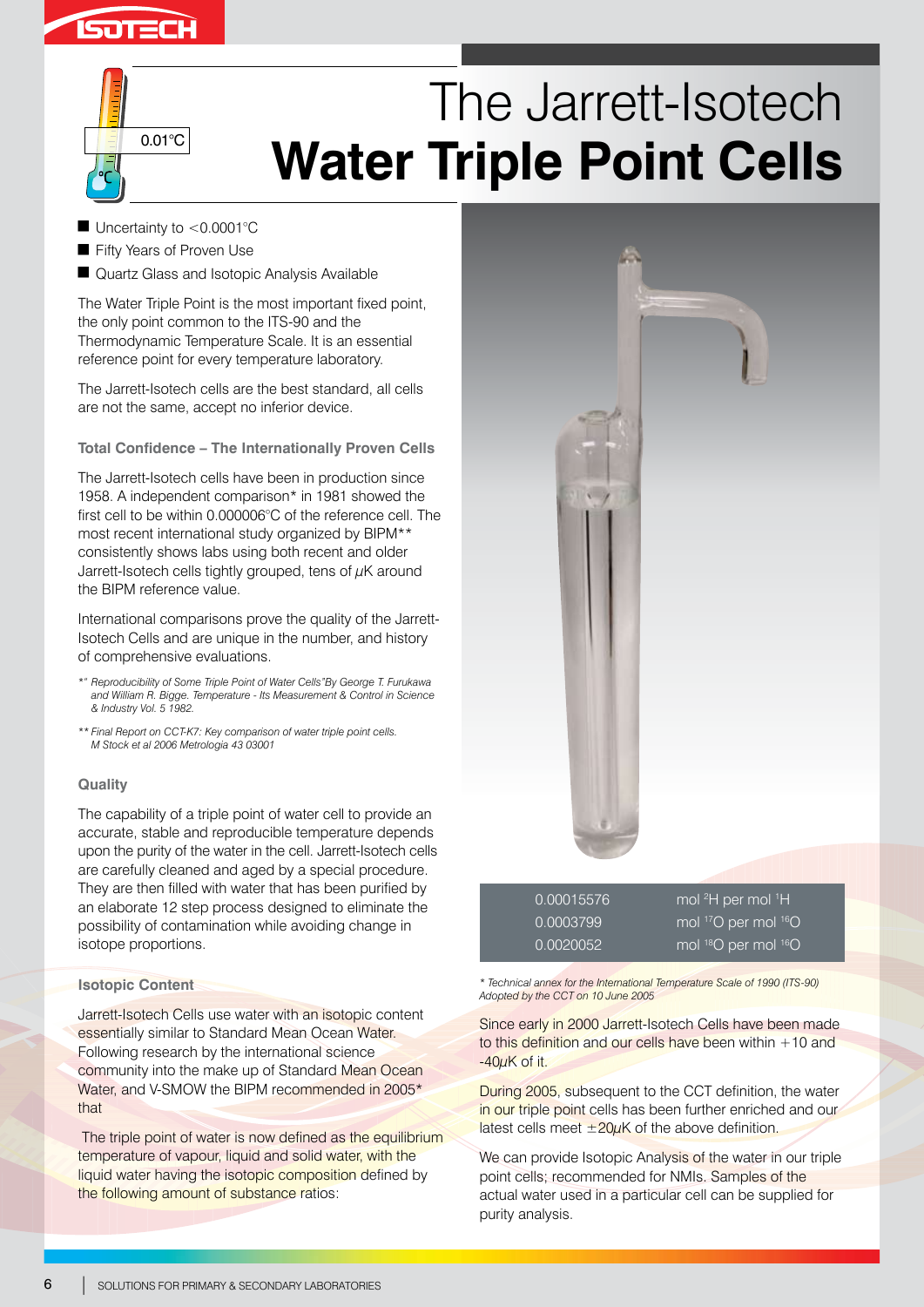# The Jarrett-Isotech **Water Triple Point Cells**

- Uncertainty to <0.0001°C
- Fifty Years of Proven Use
- Quartz Glass and Isotopic Analysis Available

The Water Triple Point is the most important fixed point, the only point common to the ITS-90 and the Thermodynamic Temperature Scale. It is an essential reference point for every temperature laboratory.

The Jarrett-Isotech cells are the best standard, all cells are not the same, accept no inferior device.

### Total Confidence – The Internationally Proven Cells

The Jarrett-Isotech cells have been in production since 1958. A independent comparison* in 1981 showed the first cell to be within 0.000006°C of the reference cell. The most recent international study organized by BIPM** consistently shows labs using both recent and older Jarrett-Isotech cells tightly grouped, tens of $\mu$K around the BIPM reference value.

International comparisons prove the quality of the Jarrett-Isotech Cells and are unique in the number, and history of comprehensive evaluations.

*" Reproducibility of Some Triple Point of Water Cells"By George T. Furukawa and William R. Bigge. Temperature - Its Measurement & Control in Science & Industry Vol. 5 1982.*

*** Final Report on CCT-K7: Key comparison of water triple point cells. M Stock et al 2006 Metrologia 43 03001*

### Quality

The capability of a triple point of water cell to provide an accurate, stable and reproducible temperature depends upon the purity of the water in the cell. Jarrett-Isotech cells are carefully cleaned and aged by a special procedure. They are then filled with water that has been purified by an elaborate 12 step process designed to eliminate the possibility of contamination while avoiding change in isotope proportions.

### Isotopic Content

Jarrett-Isotech Cells use water with an isotopic content essentially similar to Standard Mean Ocean Water. Following research by the international science community into the make up of Standard Mean Ocean Water, and V-SMOW the BIPM recommended in 2005* that

The triple point of water is now defined as the equilibrium temperature of vapour, liquid and solid water, with the liquid water having the isotopic composition defined by the following amount of substance ratios:

| | |
|---|---|
| 0.00015576 | mol $^{2}$H per mol $^{1}$H |
| 0.0003799 | mol $^{17}$O per mol $^{16}$O |
| 0.0020052 | mol $^{18}$O per mol $^{16}$O |

*\* Technical annex for the International Temperature Scale of 1990 (ITS-90) Adopted by the CCT on 10 June 2005*

Since early in 2000 Jarrett-Isotech Cells have been made to this definition and our cells have been within +10 and -40$\mu$K of it.

During 2005, subsequent to the CCT definition, the water in our triple point cells has been further enriched and our latest cells meet $\pm$20$\mu$K of the above definition.

We can provide Isotopic Analysis of the water in our triple point cells; recommended for NMIs. Samples of the actual water used in a particular cell can be supplied for purity analysis.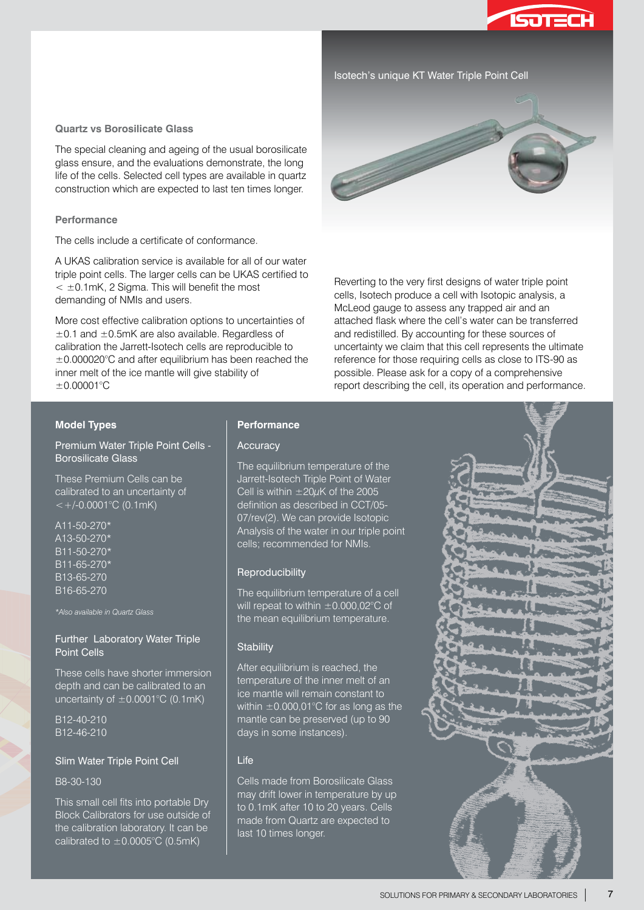## Quartz vs Borosilicate Glass

The special cleaning and ageing of the usual borosilicate glass ensure, and the evaluations demonstrate, the long life of the cells. Selected cell types are available in quartz construction which are expected to last ten times longer.

## Performance

The cells include a certificate of conformance.

A UKAS calibration service is available for all of our water triple point cells. The larger cells can be UKAS certified to < ±0.1mK, 2 Sigma. This will benefit the most demanding of NMIs and users.

More cost effective calibration options to uncertainties of ±0.1 and ±0.5mK are also available. Regardless of calibration the Jarrett-Isotech cells are reproducible to ±0.000020°C and after equilibrium has been reached the inner melt of the ice mantle will give stability of ±0.00001°C

Isotech's unique KT Water Triple Point Cell

Reverting to the very first designs of water triple point cells, Isotech produce a cell with Isotopic analysis, a McLeod gauge to assess any trapped air and an attached flask where the cell's water can be transferred and redistilled. By accounting for these sources of uncertainty we claim that this cell represents the ultimate reference for those requiring cells as close to ITS-90 as possible. Please ask for a copy of a comprehensive report describing the cell, its operation and performance.

## Model Types

### Premium Water Triple Point Cells - Borosilicate Glass

These Premium Cells can be calibrated to an uncertainty of <+/-0.0001°C (0.1mK)

A11-50-270*
A13-50-270*
B11-50-270*
B11-65-270*
B13-65-270
B16-65-270

*\*Also available in Quartz Glass*

### Further Laboratory Water Triple Point Cells

These cells have shorter immersion depth and can be calibrated to an uncertainty of ±0.0001°C (0.1mK)

B12-40-210
B12-46-210

### Slim Water Triple Point Cell

B8-30-130

This small cell fits into portable Dry Block Calibrators for use outside of the calibration laboratory. It can be calibrated to ±0.0005°C (0.5mK)

## Performance

### Accuracy

The equilibrium temperature of the Jarrett-Isotech Triple Point of Water Cell is within ±20μK of the 2005 definition as described in CCT/05-07/rev(2). We can provide Isotopic Analysis of the water in our triple point cells; recommended for NMIs.

### Reproducibility

The equilibrium temperature of a cell will repeat to within ±0.000,02°C of the mean equilibrium temperature.

### Stability

After equilibrium is reached, the temperature of the inner melt of an ice mantle will remain constant to within ±0.000,01°C for as long as the mantle can be preserved (up to 90 days in some instances).

### Life

Cells made from Borosilicate Glass may drift lower in temperature by up to 0.1mK after 10 to 20 years. Cells made from Quartz are expected to last 10 times longer.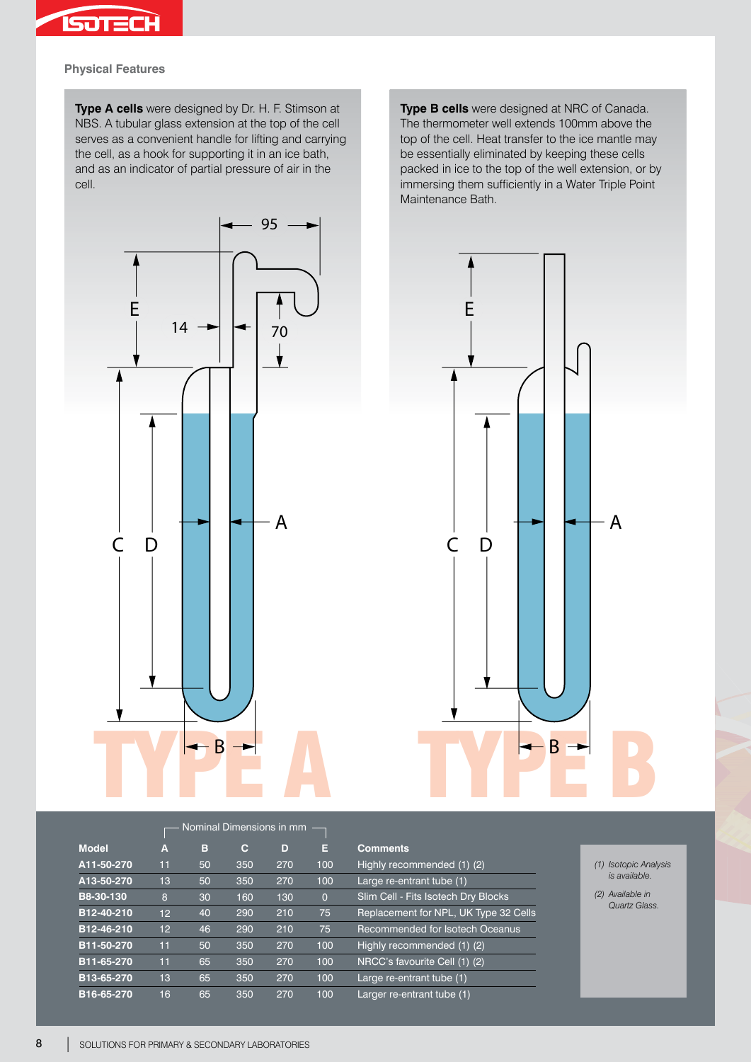## Physical Features

**Type A cells** were designed by Dr. H. F. Stimson at NBS. A tubular glass extension at the top of the cell serves as a convenient handle for lifting and carrying the cell, as a hook for supporting it in an ice bath, and as an indicator of partial pressure of air in the cell.

95

E

14

70

C D

A

B

TYPE A

**Type B cells** were designed at NRC of Canada. The thermometer well extends 100mm above the top of the cell. Heat transfer to the ice mantle may be essentially eliminated by keeping these cells packed in ice to the top of the well extension, or by immersing them sufficiently in a Water Triple Point Maintenance Bath.

E

C D

A

B

TYPE B

| | Nominal Dimensions in mm | | | | | |
|---|---|---|---|---|---|---|
| **Model** | **A** | **B** | **C** | **D** | **E** | **Comments** |
| **A11-50-270** | 11 | 50 | 350 | 270 | 100 | Highly recommended (1) (2) |
| **A13-50-270** | 13 | 50 | 350 | 270 | 100 | Large re-entrant tube (1) |
| **B8-30-130** | 8 | 30 | 160 | 130 | 0 | Slim Cell - Fits Isotech Dry Blocks |
| **B12-40-210** | 12 | 40 | 290 | 210 | 75 | Replacement for NPL, UK Type 32 Cells |
| **B12-46-210** | 12 | 46 | 290 | 210 | 75 | Recommended for Isotech Oceanus |
| **B11-50-270** | 11 | 50 | 350 | 270 | 100 | Highly recommended (1) (2) |
| **B11-65-270** | 11 | 65 | 350 | 270 | 100 | NRCC's favourite Cell (1) (2) |
| **B13-65-270** | 13 | 65 | 350 | 270 | 100 | Large re-entrant tube (1) |
| **B16-65-270** | 16 | 65 | 350 | 270 | 100 | Larger re-entrant tube (1) |

*(1) Isotopic Analysis is available.*

*(2) Available in Quartz Glass.*